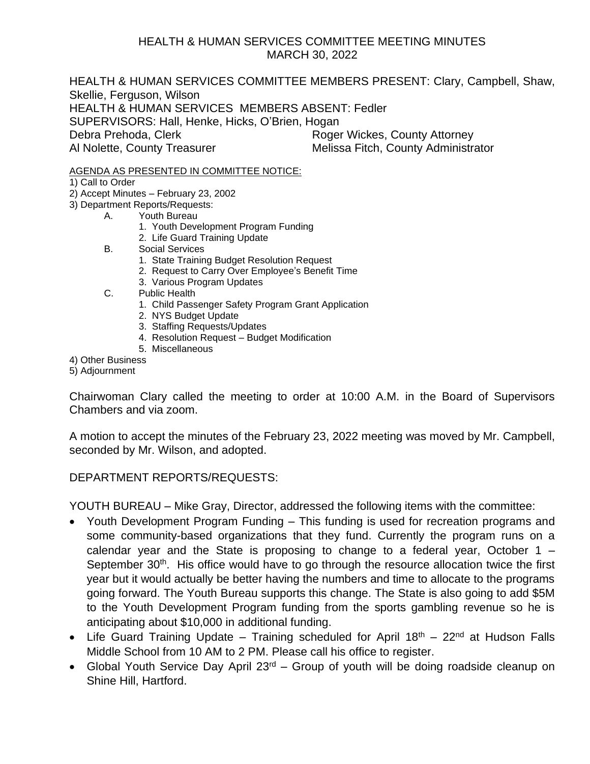# HEALTH & HUMAN SERVICES COMMITTEE MEETING MINUTES
## MARCH 30, 2022

HEALTH & HUMAN SERVICES COMMITTEE MEMBERS PRESENT: Clary, Campbell, Shaw, Skellie, Ferguson, Wilson
HEALTH & HUMAN SERVICES MEMBERS ABSENT: Fedler
SUPERVISORS: Hall, Henke, Hicks, O'Brien, Hogan
Debra Prehoda, Clerk — Roger Wickes, County Attorney
Al Nolette, County Treasurer — Melissa Fitch, County Administrator

AGENDA AS PRESENTED IN COMMITTEE NOTICE:

1) Call to Order
2) Accept Minutes – February 23, 2002
3) Department Reports/Requests:
   - A. Youth Bureau
     1. Youth Development Program Funding
     2. Life Guard Training Update
   - B. Social Services
     1. State Training Budget Resolution Request
     2. Request to Carry Over Employee's Benefit Time
     3. Various Program Updates
   - C. Public Health
     1. Child Passenger Safety Program Grant Application
     2. NYS Budget Update
     3. Staffing Requests/Updates
     4. Resolution Request – Budget Modification
     5. Miscellaneous
4) Other Business
5) Adjournment

Chairwoman Clary called the meeting to order at 10:00 A.M. in the Board of Supervisors Chambers and via zoom.

A motion to accept the minutes of the February 23, 2022 meeting was moved by Mr. Campbell, seconded by Mr. Wilson, and adopted.

DEPARTMENT REPORTS/REQUESTS:

YOUTH BUREAU – Mike Gray, Director, addressed the following items with the committee:

- Youth Development Program Funding – This funding is used for recreation programs and some community-based organizations that they fund. Currently the program runs on a calendar year and the State is proposing to change to a federal year, October 1 – September 30th. His office would have to go through the resource allocation twice the first year but it would actually be better having the numbers and time to allocate to the programs going forward. The Youth Bureau supports this change. The State is also going to add $5M to the Youth Development Program funding from the sports gambling revenue so he is anticipating about $10,000 in additional funding.
- Life Guard Training Update – Training scheduled for April 18th – 22nd at Hudson Falls Middle School from 10 AM to 2 PM. Please call his office to register.
- Global Youth Service Day April 23rd – Group of youth will be doing roadside cleanup on Shine Hill, Hartford.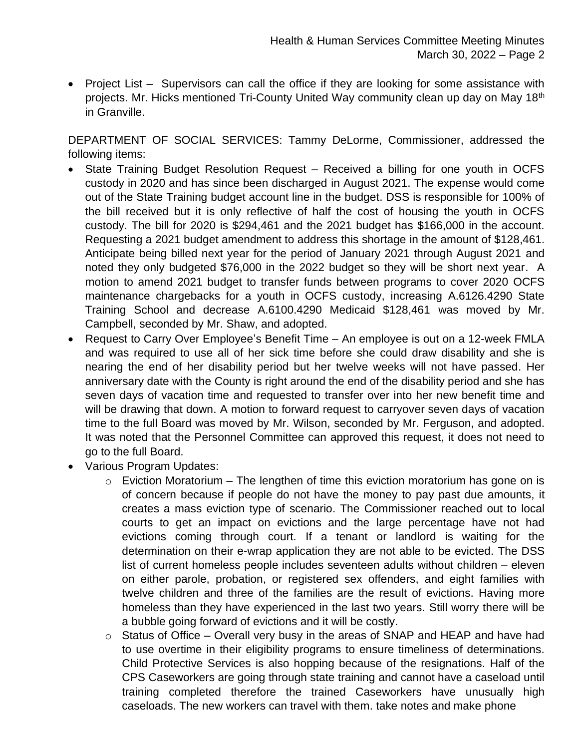- Project List – Supervisors can call the office if they are looking for some assistance with projects. Mr. Hicks mentioned Tri-County United Way community clean up day on May 18th in Granville.

DEPARTMENT OF SOCIAL SERVICES: Tammy DeLorme, Commissioner, addressed the following items:

- State Training Budget Resolution Request – Received a billing for one youth in OCFS custody in 2020 and has since been discharged in August 2021. The expense would come out of the State Training budget account line in the budget. DSS is responsible for 100% of the bill received but it is only reflective of half the cost of housing the youth in OCFS custody. The bill for 2020 is $294,461 and the 2021 budget has $166,000 in the account. Requesting a 2021 budget amendment to address this shortage in the amount of $128,461. Anticipate being billed next year for the period of January 2021 through August 2021 and noted they only budgeted $76,000 in the 2022 budget so they will be short next year. A motion to amend 2021 budget to transfer funds between programs to cover 2020 OCFS maintenance chargebacks for a youth in OCFS custody, increasing A.6126.4290 State Training School and decrease A.6100.4290 Medicaid $128,461 was moved by Mr. Campbell, seconded by Mr. Shaw, and adopted.
- Request to Carry Over Employee's Benefit Time – An employee is out on a 12-week FMLA and was required to use all of her sick time before she could draw disability and she is nearing the end of her disability period but her twelve weeks will not have passed. Her anniversary date with the County is right around the end of the disability period and she has seven days of vacation time and requested to transfer over into her new benefit time and will be drawing that down. A motion to forward request to carryover seven days of vacation time to the full Board was moved by Mr. Wilson, seconded by Mr. Ferguson, and adopted. It was noted that the Personnel Committee can approved this request, it does not need to go to the full Board.
- Various Program Updates:
  - Eviction Moratorium – The lengthen of time this eviction moratorium has gone on is of concern because if people do not have the money to pay past due amounts, it creates a mass eviction type of scenario. The Commissioner reached out to local courts to get an impact on evictions and the large percentage have not had evictions coming through court. If a tenant or landlord is waiting for the determination on their e-wrap application they are not able to be evicted. The DSS list of current homeless people includes seventeen adults without children – eleven on either parole, probation, or registered sex offenders, and eight families with twelve children and three of the families are the result of evictions. Having more homeless than they have experienced in the last two years. Still worry there will be a bubble going forward of evictions and it will be costly.
  - Status of Office – Overall very busy in the areas of SNAP and HEAP and have had to use overtime in their eligibility programs to ensure timeliness of determinations. Child Protective Services is also hopping because of the resignations. Half of the CPS Caseworkers are going through state training and cannot have a caseload until training completed therefore the trained Caseworkers have unusually high caseloads. The new workers can travel with them. take notes and make phone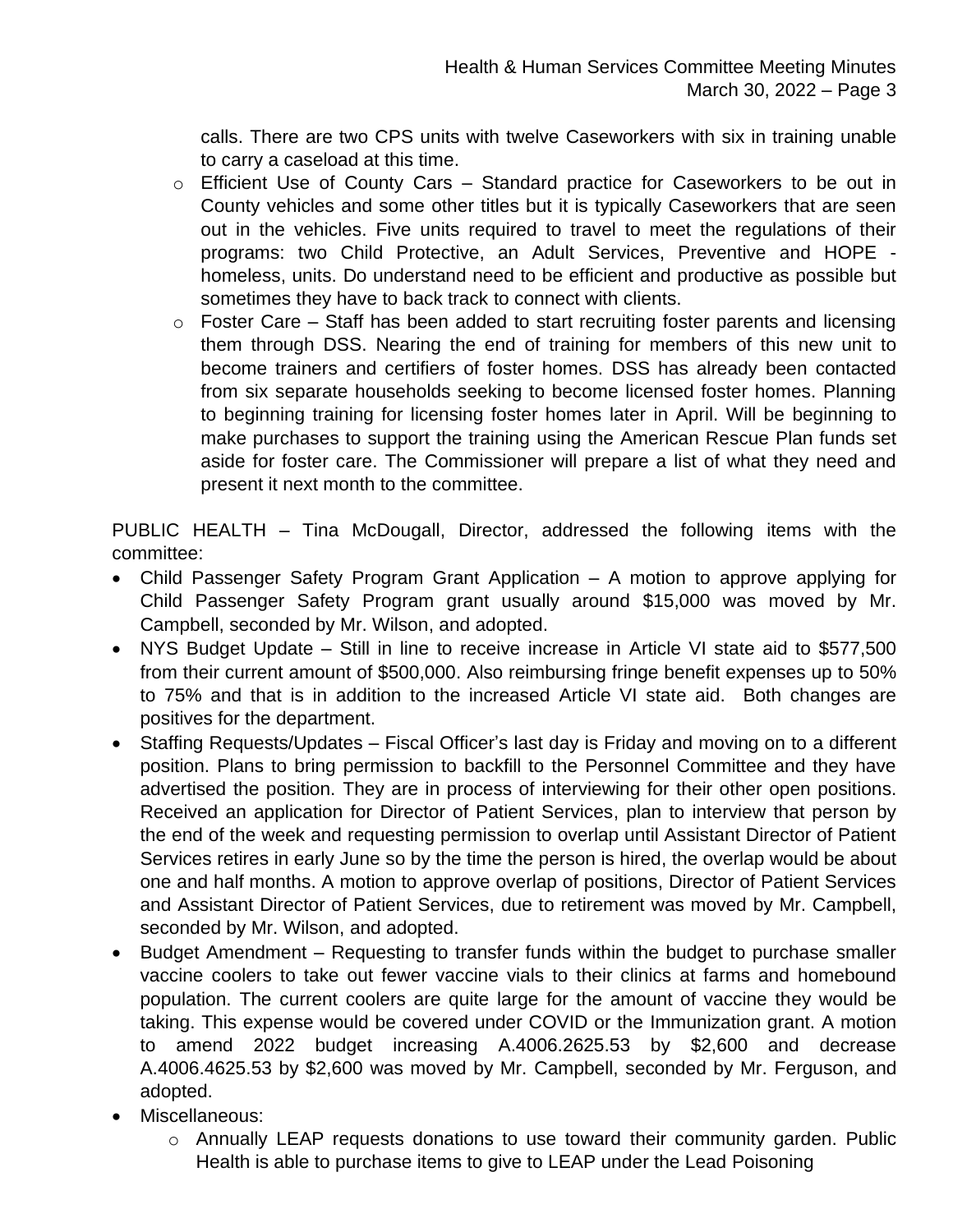calls. There are two CPS units with twelve Caseworkers with six in training unable to carry a caseload at this time.

  - Efficient Use of County Cars – Standard practice for Caseworkers to be out in County vehicles and some other titles but it is typically Caseworkers that are seen out in the vehicles. Five units required to travel to meet the regulations of their programs: two Child Protective, an Adult Services, Preventive and HOPE - homeless, units. Do understand need to be efficient and productive as possible but sometimes they have to back track to connect with clients.
  - Foster Care – Staff has been added to start recruiting foster parents and licensing them through DSS. Nearing the end of training for members of this new unit to become trainers and certifiers of foster homes. DSS has already been contacted from six separate households seeking to become licensed foster homes. Planning to beginning training for licensing foster homes later in April. Will be beginning to make purchases to support the training using the American Rescue Plan funds set aside for foster care. The Commissioner will prepare a list of what they need and present it next month to the committee.

PUBLIC HEALTH – Tina McDougall, Director, addressed the following items with the committee:

- Child Passenger Safety Program Grant Application – A motion to approve applying for Child Passenger Safety Program grant usually around $15,000 was moved by Mr. Campbell, seconded by Mr. Wilson, and adopted.
- NYS Budget Update – Still in line to receive increase in Article VI state aid to $577,500 from their current amount of $500,000. Also reimbursing fringe benefit expenses up to 50% to 75% and that is in addition to the increased Article VI state aid. Both changes are positives for the department.
- Staffing Requests/Updates – Fiscal Officer's last day is Friday and moving on to a different position. Plans to bring permission to backfill to the Personnel Committee and they have advertised the position. They are in process of interviewing for their other open positions. Received an application for Director of Patient Services, plan to interview that person by the end of the week and requesting permission to overlap until Assistant Director of Patient Services retires in early June so by the time the person is hired, the overlap would be about one and half months. A motion to approve overlap of positions, Director of Patient Services and Assistant Director of Patient Services, due to retirement was moved by Mr. Campbell, seconded by Mr. Wilson, and adopted.
- Budget Amendment – Requesting to transfer funds within the budget to purchase smaller vaccine coolers to take out fewer vaccine vials to their clinics at farms and homebound population. The current coolers are quite large for the amount of vaccine they would be taking. This expense would be covered under COVID or the Immunization grant. A motion to amend 2022 budget increasing A.4006.2625.53 by $2,600 and decrease A.4006.4625.53 by $2,600 was moved by Mr. Campbell, seconded by Mr. Ferguson, and adopted.
- Miscellaneous:
  - Annually LEAP requests donations to use toward their community garden. Public Health is able to purchase items to give to LEAP under the Lead Poisoning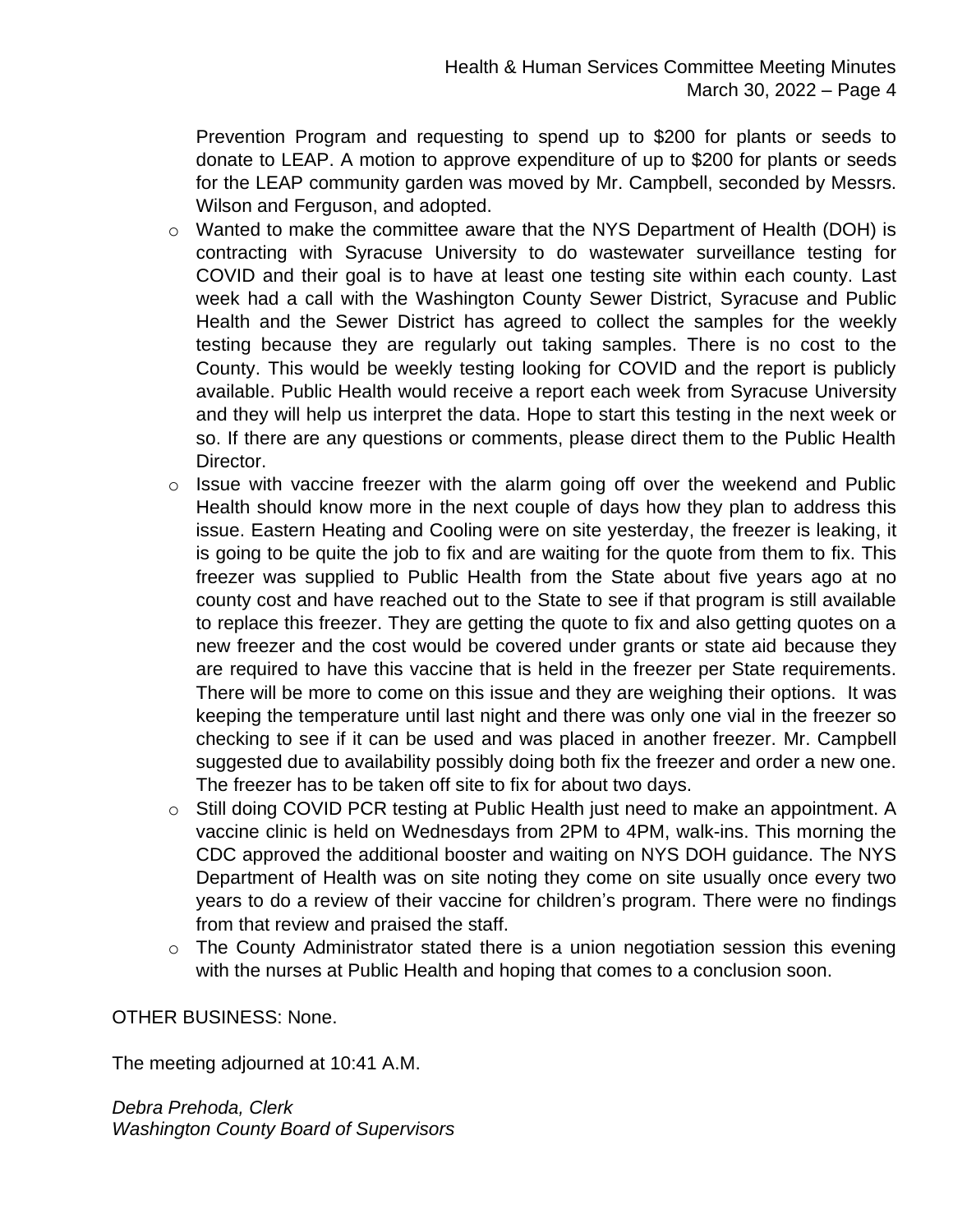Prevention Program and requesting to spend up to $200 for plants or seeds to donate to LEAP. A motion to approve expenditure of up to $200 for plants or seeds for the LEAP community garden was moved by Mr. Campbell, seconded by Messrs. Wilson and Ferguson, and adopted.

- Wanted to make the committee aware that the NYS Department of Health (DOH) is contracting with Syracuse University to do wastewater surveillance testing for COVID and their goal is to have at least one testing site within each county. Last week had a call with the Washington County Sewer District, Syracuse and Public Health and the Sewer District has agreed to collect the samples for the weekly testing because they are regularly out taking samples. There is no cost to the County. This would be weekly testing looking for COVID and the report is publicly available. Public Health would receive a report each week from Syracuse University and they will help us interpret the data. Hope to start this testing in the next week or so. If there are any questions or comments, please direct them to the Public Health Director.
- Issue with vaccine freezer with the alarm going off over the weekend and Public Health should know more in the next couple of days how they plan to address this issue. Eastern Heating and Cooling were on site yesterday, the freezer is leaking, it is going to be quite the job to fix and are waiting for the quote from them to fix. This freezer was supplied to Public Health from the State about five years ago at no county cost and have reached out to the State to see if that program is still available to replace this freezer. They are getting the quote to fix and also getting quotes on a new freezer and the cost would be covered under grants or state aid because they are required to have this vaccine that is held in the freezer per State requirements. There will be more to come on this issue and they are weighing their options. It was keeping the temperature until last night and there was only one vial in the freezer so checking to see if it can be used and was placed in another freezer. Mr. Campbell suggested due to availability possibly doing both fix the freezer and order a new one. The freezer has to be taken off site to fix for about two days.
- Still doing COVID PCR testing at Public Health just need to make an appointment. A vaccine clinic is held on Wednesdays from 2PM to 4PM, walk-ins. This morning the CDC approved the additional booster and waiting on NYS DOH guidance. The NYS Department of Health was on site noting they come on site usually once every two years to do a review of their vaccine for children's program. There were no findings from that review and praised the staff.
- The County Administrator stated there is a union negotiation session this evening with the nurses at Public Health and hoping that comes to a conclusion soon.

OTHER BUSINESS: None.

The meeting adjourned at 10:41 A.M.

*Debra Prehoda, Clerk*
*Washington County Board of Supervisors*